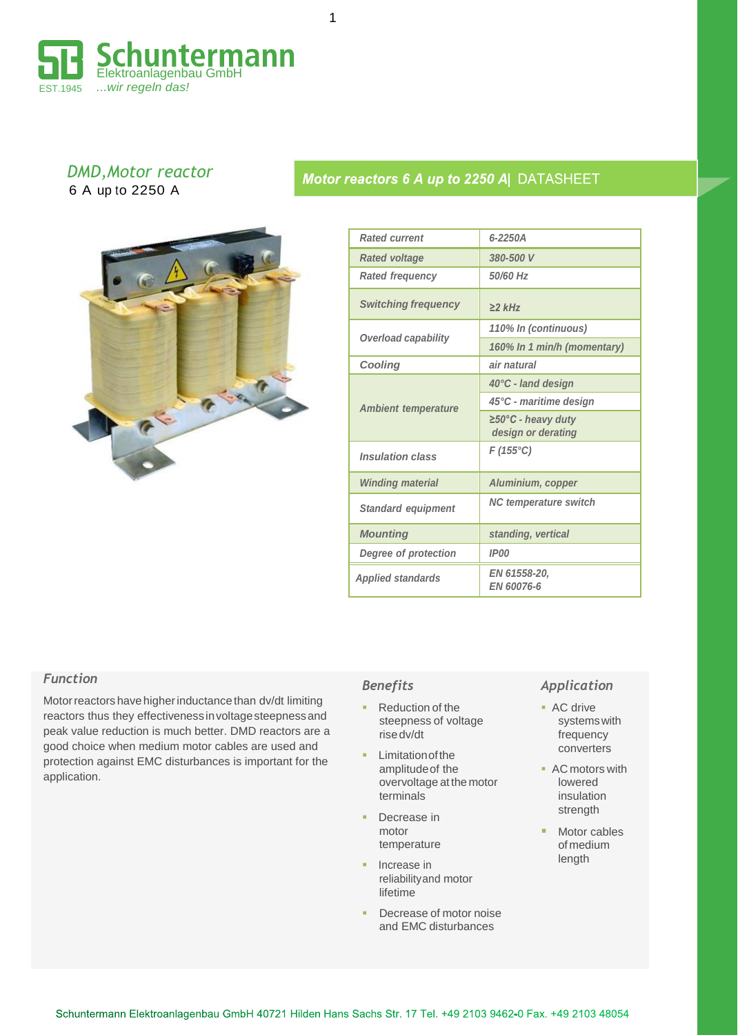Schuntermann
Elektroanlagenbau GmbH
EST.1945 ...wir regeln das!

## DMD, Motor reactor
6 A up to 2250 A

**Motor reactors 6 A up to 2250 A** | DATASHEET

| | |
|---|---|
| Rated current | 6-2250A |
| Rated voltage | 380-500 V |
| Rated frequency | 50/60 Hz |
| Switching frequency | ≥2 kHz |
| Overload capability | 110% In (continuous) |
| | 160% In 1 min/h (momentary) |
| Cooling | air natural |
| Ambient temperature | 40°C - land design |
| | 45°C - maritime design |
| | ≥50°C - heavy duty design or derating |
| Insulation class | F (155°C) |
| Winding material | Aluminium, copper |
| Standard equipment | NC temperature switch |
| Mounting | standing, vertical |
| Degree of protection | IP00 |
| Applied standards | EN 61558-20, EN 60076-6 |

### Function

Motor reactors have higher inductance than dv/dt limiting reactors thus they effectiveness in voltage steepness and peak value reduction is much better. DMD reactors are a good choice when medium motor cables are used and protection against EMC disturbances is important for the application.

### Benefits

- Reduction of the steepness of voltage rise dv/dt
- Limitation of the amplitude of the overvoltage at the motor terminals
- Decrease in motor temperature
- Increase in reliability and motor lifetime
- Decrease of motor noise and EMC disturbances

### Application

- AC drive systems with frequency converters
- AC motors with lowered insulation strength
- Motor cables of medium length

Schuntermann Elektroanlagenbau GmbH 40721 Hilden Hans Sachs Str. 17 Tel. +49 2103 9462-0 Fax. +49 2103 48054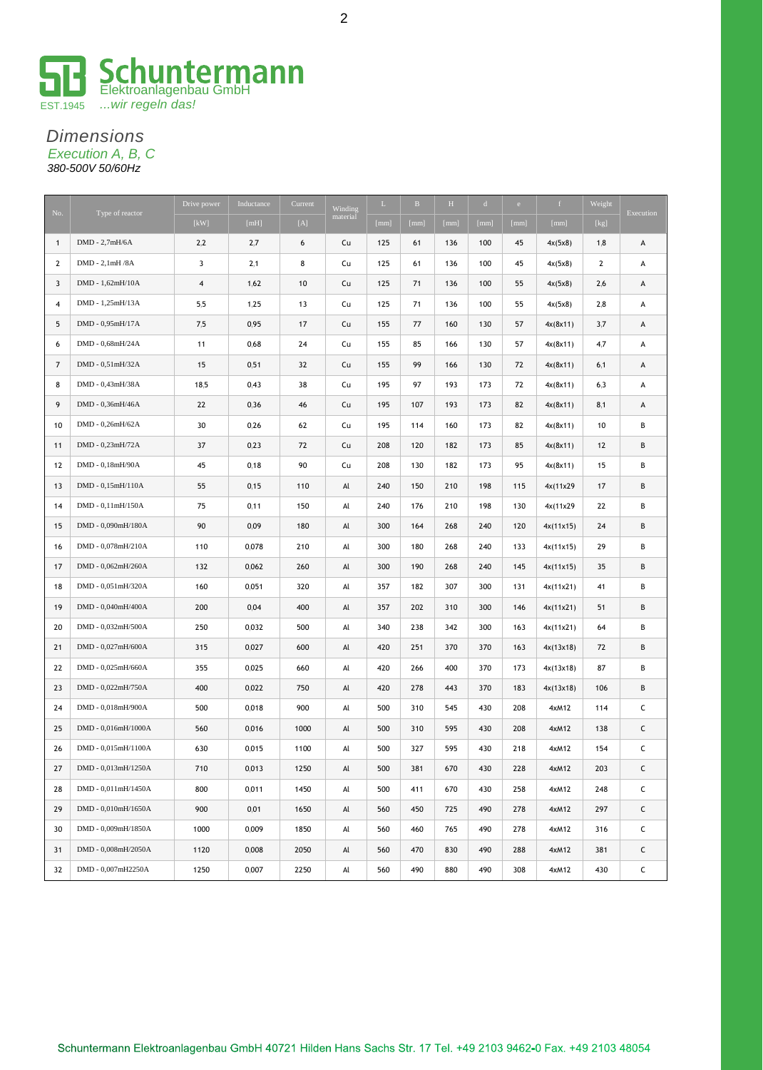# Schuntermann

Elektroanlagenbau GmbH

EST.1945 *...wir regeln das!*

## *Dimensions*

*Execution A, B, C*

*380-500V 50/60Hz*

| No. | Type of reactor | Drive power | Inductance | Current | Winding material | L | B | H | d | e | f | Weight | Execution |
|---|---|---|---|---|---|---|---|---|---|---|---|---|---|
| | | [kW] | [mH] | [A] | | [mm] | [mm] | [mm] | [mm] | [mm] | [mm] | [kg] | |
| 1 | DMD - 2,7mH/6A | 2.2 | 2.7 | 6 | Cu | 125 | 61 | 136 | 100 | 45 | 4x(5x8) | 1.8 | A |
| 2 | DMD - 2,1mH /8A | 3 | 2.1 | 8 | Cu | 125 | 61 | 136 | 100 | 45 | 4x(5x8) | 2 | A |
| 3 | DMD - 1,62mH/10A | 4 | 1.62 | 10 | Cu | 125 | 71 | 136 | 100 | 55 | 4x(5x8) | 2.6 | A |
| 4 | DMD - 1,25mH/13A | 5.5 | 1.25 | 13 | Cu | 125 | 71 | 136 | 100 | 55 | 4x(5x8) | 2.8 | A |
| 5 | DMD - 0,95mH/17A | 7.5 | 0.95 | 17 | Cu | 155 | 77 | 160 | 130 | 57 | 4x(8x11) | 3.7 | A |
| 6 | DMD - 0,68mH/24A | 11 | 0.68 | 24 | Cu | 155 | 85 | 166 | 130 | 57 | 4x(8x11) | 4.7 | A |
| 7 | DMD - 0,51mH/32A | 15 | 0.51 | 32 | Cu | 155 | 99 | 166 | 130 | 72 | 4x(8x11) | 6.1 | A |
| 8 | DMD - 0,43mH/38A | 18.5 | 0.43 | 38 | Cu | 195 | 97 | 193 | 173 | 72 | 4x(8x11) | 6.3 | A |
| 9 | DMD - 0,36mH/46A | 22 | 0.36 | 46 | Cu | 195 | 107 | 193 | 173 | 82 | 4x(8x11) | 8.1 | A |
| 10 | DMD - 0,26mH/62A | 30 | 0.26 | 62 | Cu | 195 | 114 | 160 | 173 | 82 | 4x(8x11) | 10 | B |
| 11 | DMD - 0,23mH/72A | 37 | 0.23 | 72 | Cu | 208 | 120 | 182 | 173 | 85 | 4x(8x11) | 12 | B |
| 12 | DMD - 0,18mH/90A | 45 | 0.18 | 90 | Cu | 208 | 130 | 182 | 173 | 95 | 4x(8x11) | 15 | B |
| 13 | DMD - 0,15mH/110A | 55 | 0.15 | 110 | Al | 240 | 150 | 210 | 198 | 115 | 4x(11x29 | 17 | B |
| 14 | DMD - 0,11mH/150A | 75 | 0.11 | 150 | Al | 240 | 176 | 210 | 198 | 130 | 4x(11x29 | 22 | B |
| 15 | DMD - 0,090mH/180A | 90 | 0.09 | 180 | Al | 300 | 164 | 268 | 240 | 120 | 4x(11x15) | 24 | B |
| 16 | DMD - 0,078mH/210A | 110 | 0.078 | 210 | Al | 300 | 180 | 268 | 240 | 133 | 4x(11x15) | 29 | B |
| 17 | DMD - 0,062mH/260A | 132 | 0.062 | 260 | Al | 300 | 190 | 268 | 240 | 145 | 4x(11x15) | 35 | B |
| 18 | DMD - 0,051mH/320A | 160 | 0.051 | 320 | Al | 357 | 182 | 307 | 300 | 131 | 4x(11x21) | 41 | B |
| 19 | DMD - 0,040mH/400A | 200 | 0.04 | 400 | Al | 357 | 202 | 310 | 300 | 146 | 4x(11x21) | 51 | B |
| 20 | DMD - 0,032mH/500A | 250 | 0.032 | 500 | Al | 340 | 238 | 342 | 300 | 163 | 4x(11x21) | 64 | B |
| 21 | DMD - 0,027mH/600A | 315 | 0.027 | 600 | Al | 420 | 251 | 370 | 370 | 163 | 4x(13x18) | 72 | B |
| 22 | DMD - 0,025mH/660A | 355 | 0.025 | 660 | Al | 420 | 266 | 400 | 370 | 173 | 4x(13x18) | 87 | B |
| 23 | DMD - 0,022mH/750A | 400 | 0.022 | 750 | Al | 420 | 278 | 443 | 370 | 183 | 4x(13x18) | 106 | B |
| 24 | DMD - 0,018mH/900A | 500 | 0.018 | 900 | Al | 500 | 310 | 545 | 430 | 208 | 4xM12 | 114 | C |
| 25 | DMD - 0,016mH/1000A | 560 | 0.016 | 1000 | Al | 500 | 310 | 595 | 430 | 208 | 4xM12 | 138 | C |
| 26 | DMD - 0,015mH/1100A | 630 | 0.015 | 1100 | Al | 500 | 327 | 595 | 430 | 218 | 4xM12 | 154 | C |
| 27 | DMD - 0,013mH/1250A | 710 | 0.013 | 1250 | Al | 500 | 381 | 670 | 430 | 228 | 4xM12 | 203 | C |
| 28 | DMD - 0,011mH/1450A | 800 | 0.011 | 1450 | Al | 500 | 411 | 670 | 430 | 258 | 4xM12 | 248 | C |
| 29 | DMD - 0,010mH/1650A | 900 | 0.01 | 1650 | Al | 560 | 450 | 725 | 490 | 278 | 4xM12 | 297 | C |
| 30 | DMD - 0,009mH/1850A | 1000 | 0.009 | 1850 | Al | 560 | 460 | 765 | 490 | 278 | 4xM12 | 316 | C |
| 31 | DMD - 0,008mH/2050A | 1120 | 0.008 | 2050 | Al | 560 | 470 | 830 | 490 | 288 | 4xM12 | 381 | C |
| 32 | DMD - 0,007mH2250A | 1250 | 0.007 | 2250 | Al | 560 | 490 | 880 | 490 | 308 | 4xM12 | 430 | C |

Schuntermann Elektroanlagenbau GmbH 40721 Hilden Hans Sachs Str. 17 Tel. +49 2103 9462-0 Fax. +49 2103 48054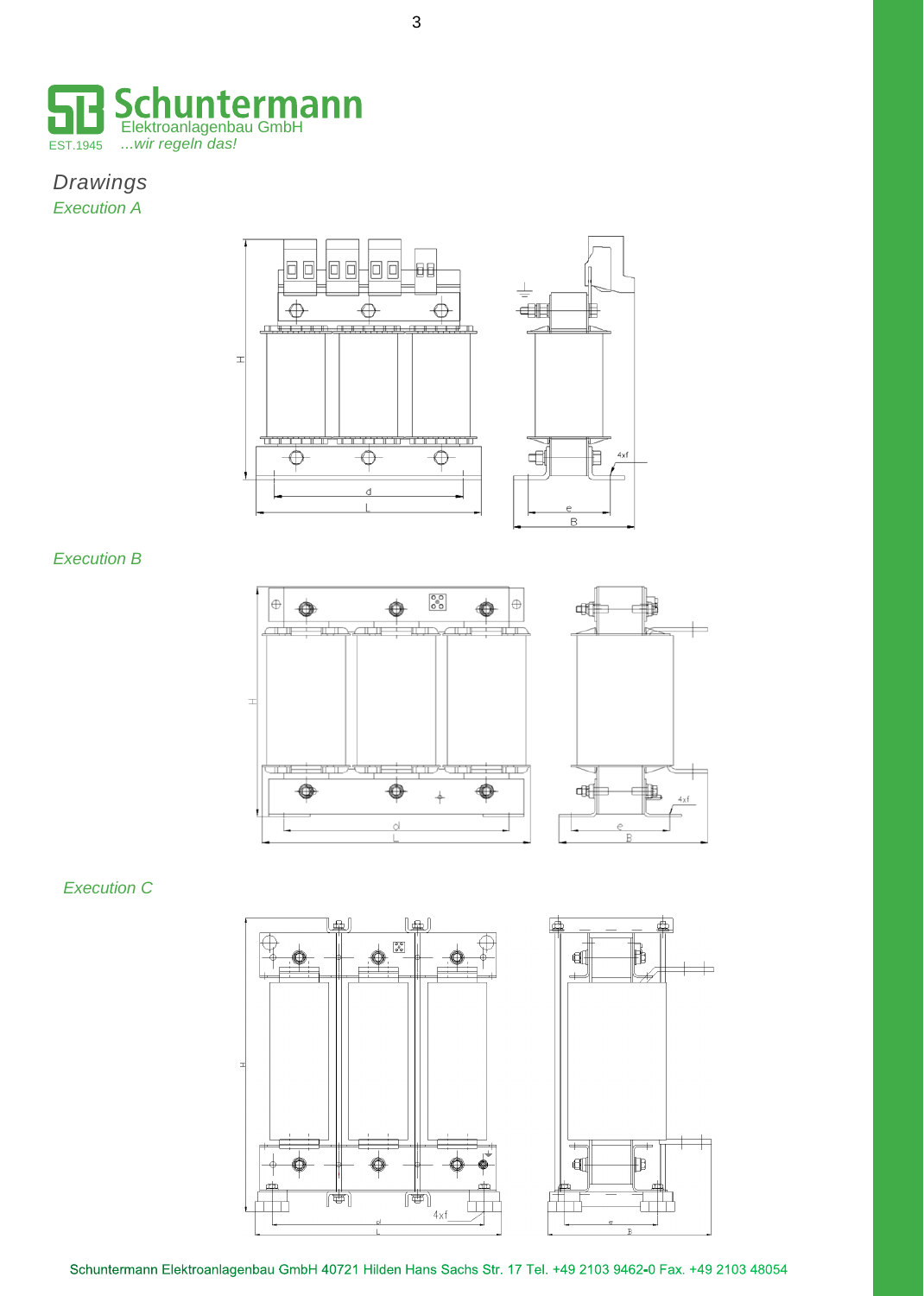Schuntermann
Elektroanlagenbau GmbH
EST.1945 ...wir regeln das!

# Drawings

## Execution A

H

d

L

4xf

e

B

## Execution B

H

d

L

4xf

e

B

## Execution C

H

4xf

d

L

e

B

Schuntermann Elektroanlagenbau GmbH 40721 Hilden Hans Sachs Str. 17 Tel. +49 2103 9462-0 Fax. +49 2103 48054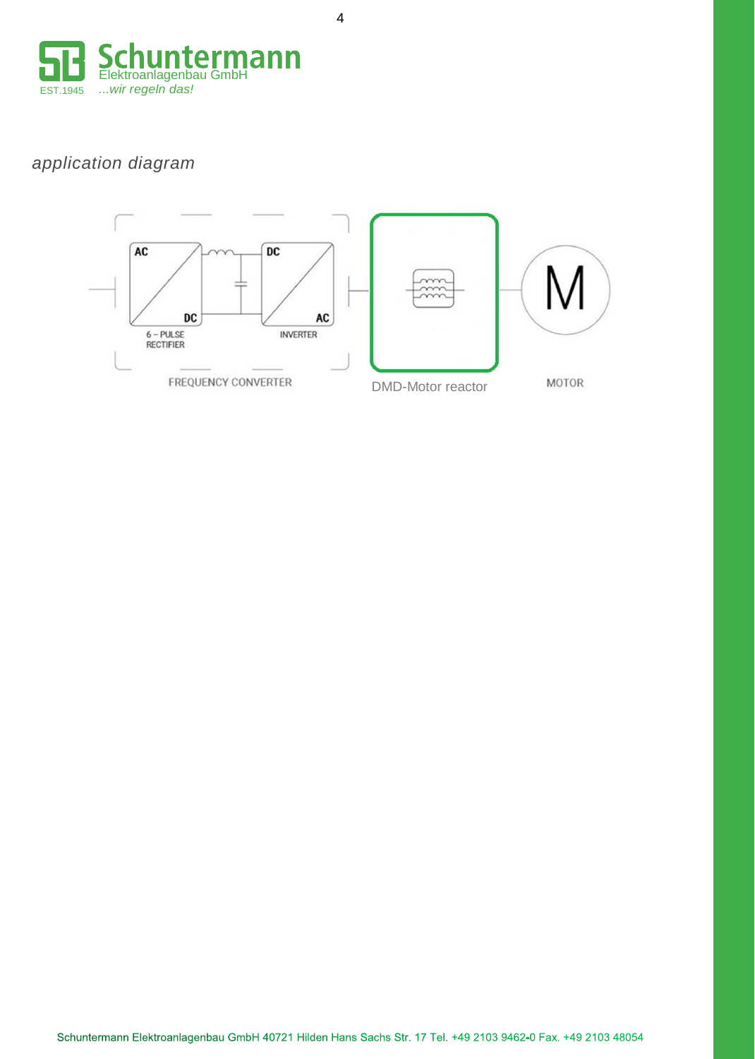Schuntermann
Elektroanlagenbau GmbH
EST.1945 ...wir regeln das!

*application diagram*

AC
DC
6 – PULSE
RECTIFIER
DC
AC
INVERTER
FREQUENCY CONVERTER
DMD-Motor reactor
M
MOTOR

Schuntermann Elektroanlagenbau GmbH 40721 Hilden Hans Sachs Str. 17 Tel. +49 2103 9462-0 Fax. +49 2103 48054